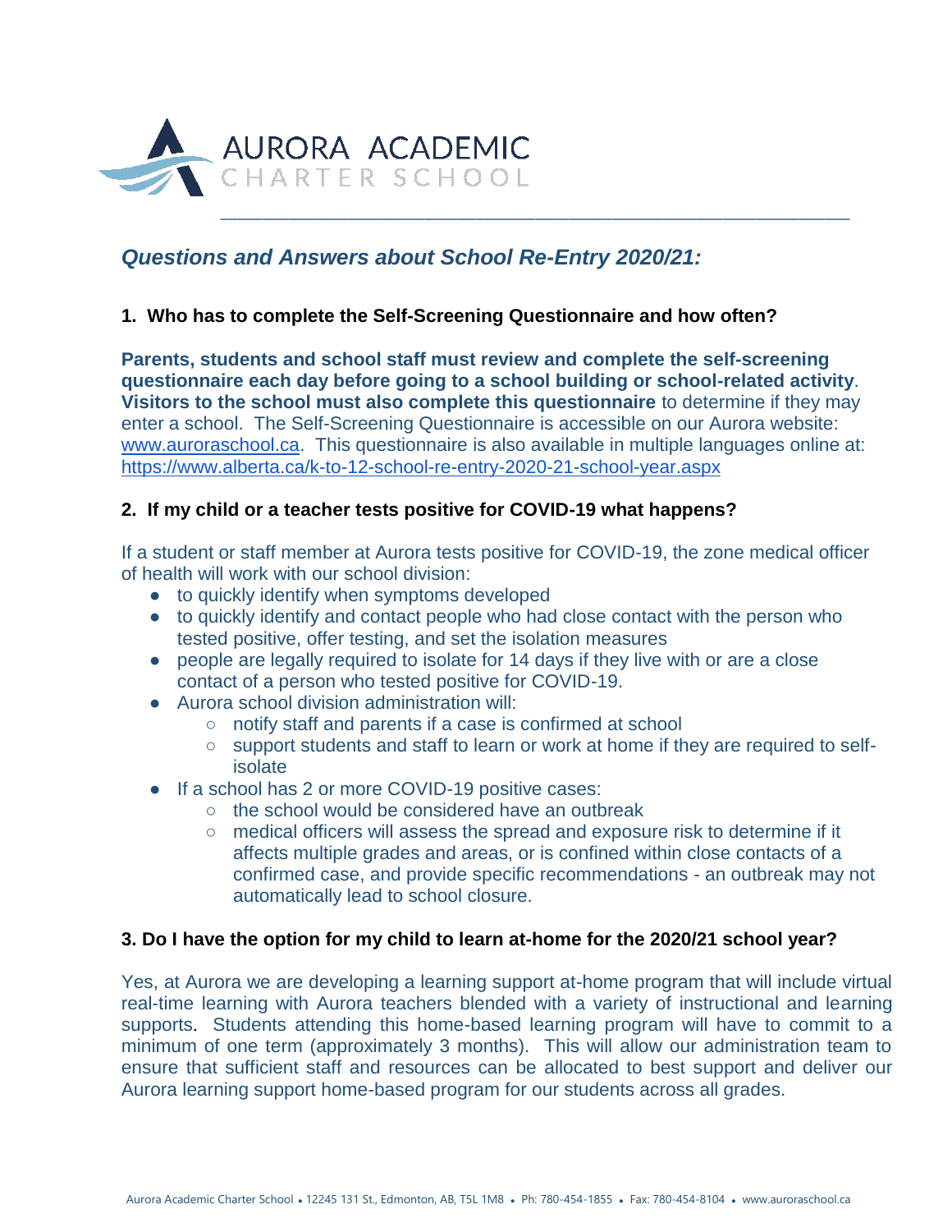AURORA ACADEMIC
CHARTER SCHOOL

## *Questions and Answers about School Re-Entry 2020/21:*

### 1. Who has to complete the Self-Screening Questionnaire and how often?

**Parents, students and school staff must review and complete the self-screening questionnaire each day before going to a school building or school-related activity**. **Visitors to the school must also complete this questionnaire** to determine if they may enter a school. The Self-Screening Questionnaire is accessible on our Aurora website: www.auroraschool.ca. This questionnaire is also available in multiple languages online at: https://www.alberta.ca/k-to-12-school-re-entry-2020-21-school-year.aspx

### 2. If my child or a teacher tests positive for COVID-19 what happens?

If a student or staff member at Aurora tests positive for COVID-19, the zone medical officer of health will work with our school division:

- to quickly identify when symptoms developed
- to quickly identify and contact people who had close contact with the person who tested positive, offer testing, and set the isolation measures
- people are legally required to isolate for 14 days if they live with or are a close contact of a person who tested positive for COVID-19.
- Aurora school division administration will:
  - notify staff and parents if a case is confirmed at school
  - support students and staff to learn or work at home if they are required to self-isolate
- If a school has 2 or more COVID-19 positive cases:
  - the school would be considered have an outbreak
  - medical officers will assess the spread and exposure risk to determine if it affects multiple grades and areas, or is confined within close contacts of a confirmed case, and provide specific recommendations - an outbreak may not automatically lead to school closure.

### 3. Do I have the option for my child to learn at-home for the 2020/21 school year?

Yes, at Aurora we are developing a learning support at-home program that will include virtual real-time learning with Aurora teachers blended with a variety of instructional and learning supports. Students attending this home-based learning program will have to commit to a minimum of one term (approximately 3 months). This will allow our administration team to ensure that sufficient staff and resources can be allocated to best support and deliver our Aurora learning support home-based program for our students across all grades.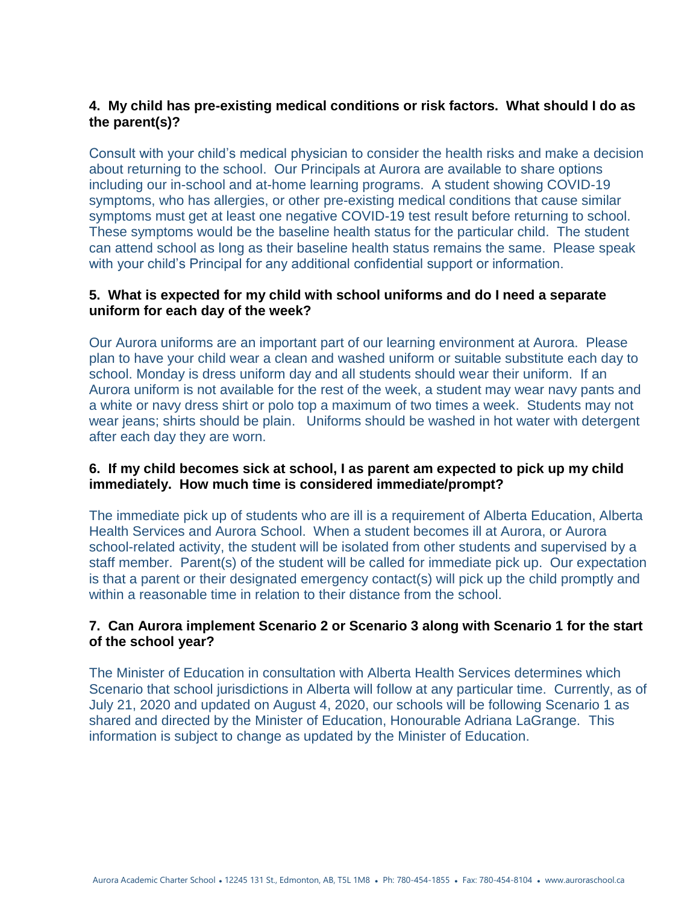**4. My child has pre-existing medical conditions or risk factors. What should I do as the parent(s)?**

Consult with your child's medical physician to consider the health risks and make a decision about returning to the school. Our Principals at Aurora are available to share options including our in-school and at-home learning programs. A student showing COVID-19 symptoms, who has allergies, or other pre-existing medical conditions that cause similar symptoms must get at least one negative COVID-19 test result before returning to school. These symptoms would be the baseline health status for the particular child. The student can attend school as long as their baseline health status remains the same. Please speak with your child's Principal for any additional confidential support or information.

**5. What is expected for my child with school uniforms and do I need a separate uniform for each day of the week?**

Our Aurora uniforms are an important part of our learning environment at Aurora. Please plan to have your child wear a clean and washed uniform or suitable substitute each day to school. Monday is dress uniform day and all students should wear their uniform. If an Aurora uniform is not available for the rest of the week, a student may wear navy pants and a white or navy dress shirt or polo top a maximum of two times a week. Students may not wear jeans; shirts should be plain. Uniforms should be washed in hot water with detergent after each day they are worn.

**6. If my child becomes sick at school, I as parent am expected to pick up my child immediately. How much time is considered immediate/prompt?**

The immediate pick up of students who are ill is a requirement of Alberta Education, Alberta Health Services and Aurora School. When a student becomes ill at Aurora, or Aurora school-related activity, the student will be isolated from other students and supervised by a staff member. Parent(s) of the student will be called for immediate pick up. Our expectation is that a parent or their designated emergency contact(s) will pick up the child promptly and within a reasonable time in relation to their distance from the school.

**7. Can Aurora implement Scenario 2 or Scenario 3 along with Scenario 1 for the start of the school year?**

The Minister of Education in consultation with Alberta Health Services determines which Scenario that school jurisdictions in Alberta will follow at any particular time. Currently, as of July 21, 2020 and updated on August 4, 2020, our schools will be following Scenario 1 as shared and directed by the Minister of Education, Honourable Adriana LaGrange. This information is subject to change as updated by the Minister of Education.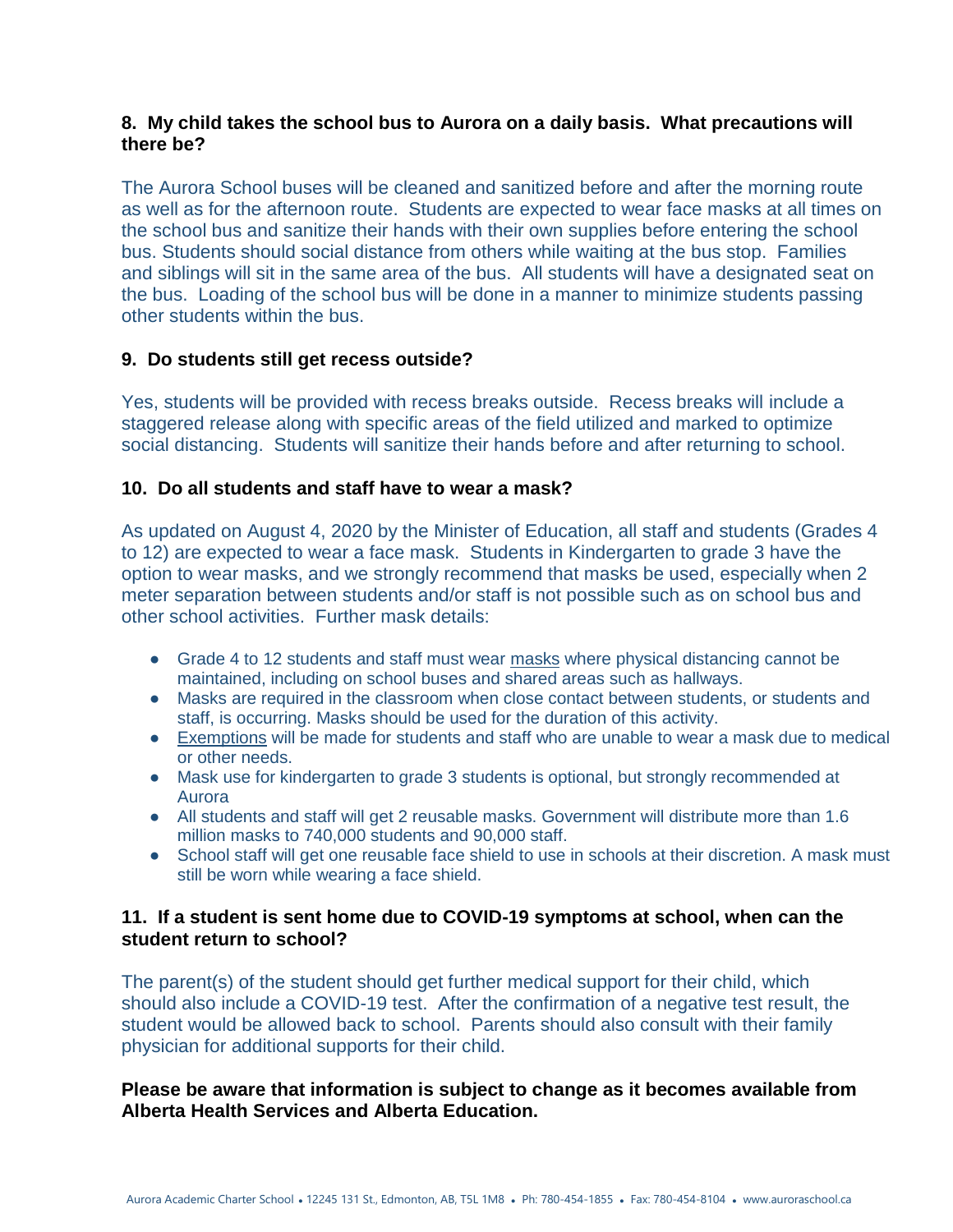### 8. My child takes the school bus to Aurora on a daily basis. What precautions will there be?

The Aurora School buses will be cleaned and sanitized before and after the morning route as well as for the afternoon route. Students are expected to wear face masks at all times on the school bus and sanitize their hands with their own supplies before entering the school bus. Students should social distance from others while waiting at the bus stop. Families and siblings will sit in the same area of the bus. All students will have a designated seat on the bus. Loading of the school bus will be done in a manner to minimize students passing other students within the bus.

### 9. Do students still get recess outside?

Yes, students will be provided with recess breaks outside. Recess breaks will include a staggered release along with specific areas of the field utilized and marked to optimize social distancing. Students will sanitize their hands before and after returning to school.

### 10. Do all students and staff have to wear a mask?

As updated on August 4, 2020 by the Minister of Education, all staff and students (Grades 4 to 12) are expected to wear a face mask. Students in Kindergarten to grade 3 have the option to wear masks, and we strongly recommend that masks be used, especially when 2 meter separation between students and/or staff is not possible such as on school bus and other school activities. Further mask details:

- Grade 4 to 12 students and staff must wear masks where physical distancing cannot be maintained, including on school buses and shared areas such as hallways.
- Masks are required in the classroom when close contact between students, or students and staff, is occurring. Masks should be used for the duration of this activity.
- Exemptions will be made for students and staff who are unable to wear a mask due to medical or other needs.
- Mask use for kindergarten to grade 3 students is optional, but strongly recommended at Aurora
- All students and staff will get 2 reusable masks. Government will distribute more than 1.6 million masks to 740,000 students and 90,000 staff.
- School staff will get one reusable face shield to use in schools at their discretion. A mask must still be worn while wearing a face shield.

### 11. If a student is sent home due to COVID-19 symptoms at school, when can the student return to school?

The parent(s) of the student should get further medical support for their child, which should also include a COVID-19 test. After the confirmation of a negative test result, the student would be allowed back to school. Parents should also consult with their family physician for additional supports for their child.

**Please be aware that information is subject to change as it becomes available from Alberta Health Services and Alberta Education.**